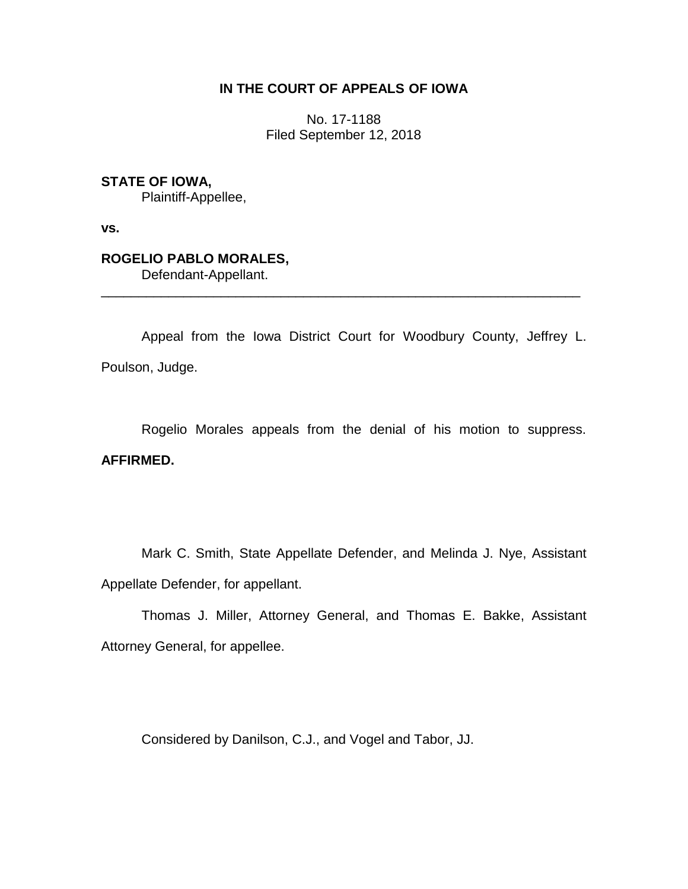# IN THE COURT OF APPEALS OF IOWA

No. 17-1188
Filed September 12, 2018

**STATE OF IOWA,**
Plaintiff-Appellee,

**vs.**

**ROGELIO PABLO MORALES,**
Defendant-Appellant.

---

Appeal from the Iowa District Court for Woodbury County, Jeffrey L. Poulson, Judge.

Rogelio Morales appeals from the denial of his motion to suppress. **AFFIRMED.**

Mark C. Smith, State Appellate Defender, and Melinda J. Nye, Assistant Appellate Defender, for appellant.

Thomas J. Miller, Attorney General, and Thomas E. Bakke, Assistant Attorney General, for appellee.

Considered by Danilson, C.J., and Vogel and Tabor, JJ.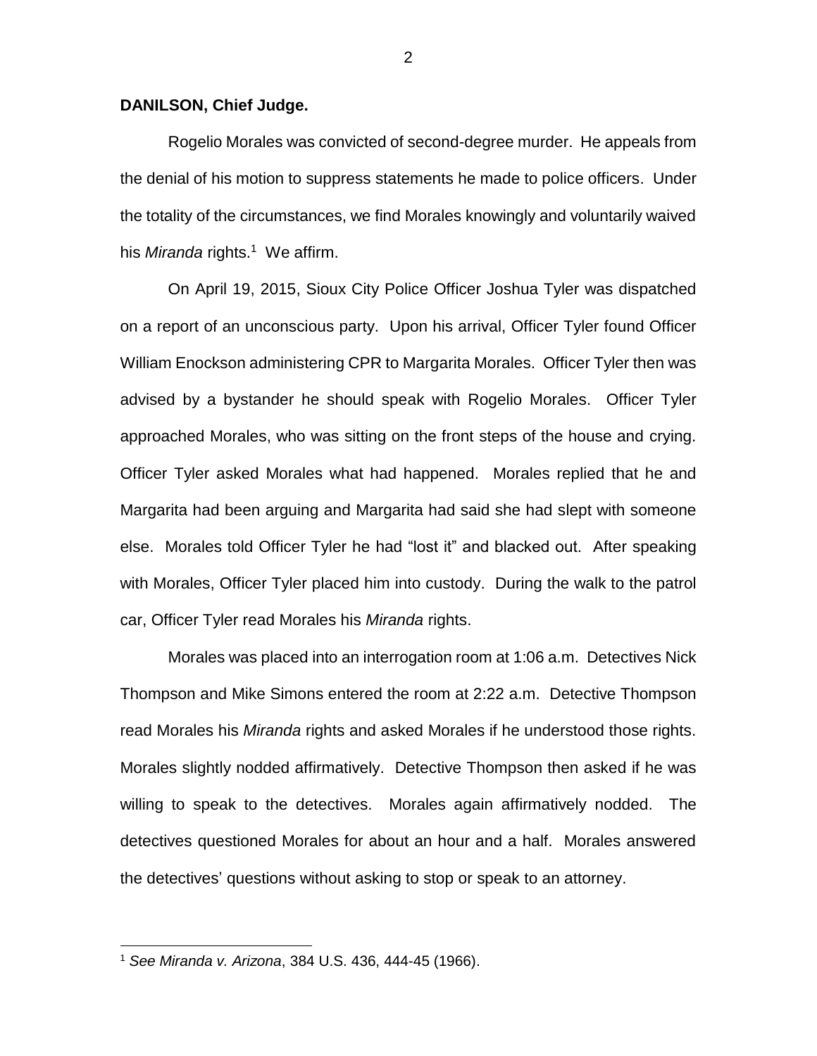**DANILSON, Chief Judge.**

Rogelio Morales was convicted of second-degree murder. He appeals from the denial of his motion to suppress statements he made to police officers. Under the totality of the circumstances, we find Morales knowingly and voluntarily waived his *Miranda* rights.[1] We affirm.

On April 19, 2015, Sioux City Police Officer Joshua Tyler was dispatched on a report of an unconscious party. Upon his arrival, Officer Tyler found Officer William Enockson administering CPR to Margarita Morales. Officer Tyler then was advised by a bystander he should speak with Rogelio Morales. Officer Tyler approached Morales, who was sitting on the front steps of the house and crying. Officer Tyler asked Morales what had happened. Morales replied that he and Margarita had been arguing and Margarita had said she had slept with someone else. Morales told Officer Tyler he had "lost it" and blacked out. After speaking with Morales, Officer Tyler placed him into custody. During the walk to the patrol car, Officer Tyler read Morales his *Miranda* rights.

Morales was placed into an interrogation room at 1:06 a.m. Detectives Nick Thompson and Mike Simons entered the room at 2:22 a.m. Detective Thompson read Morales his *Miranda* rights and asked Morales if he understood those rights. Morales slightly nodded affirmatively. Detective Thompson then asked if he was willing to speak to the detectives. Morales again affirmatively nodded. The detectives questioned Morales for about an hour and a half. Morales answered the detectives' questions without asking to stop or speak to an attorney.

---

[1] *See Miranda v. Arizona*, 384 U.S. 436, 444-45 (1966).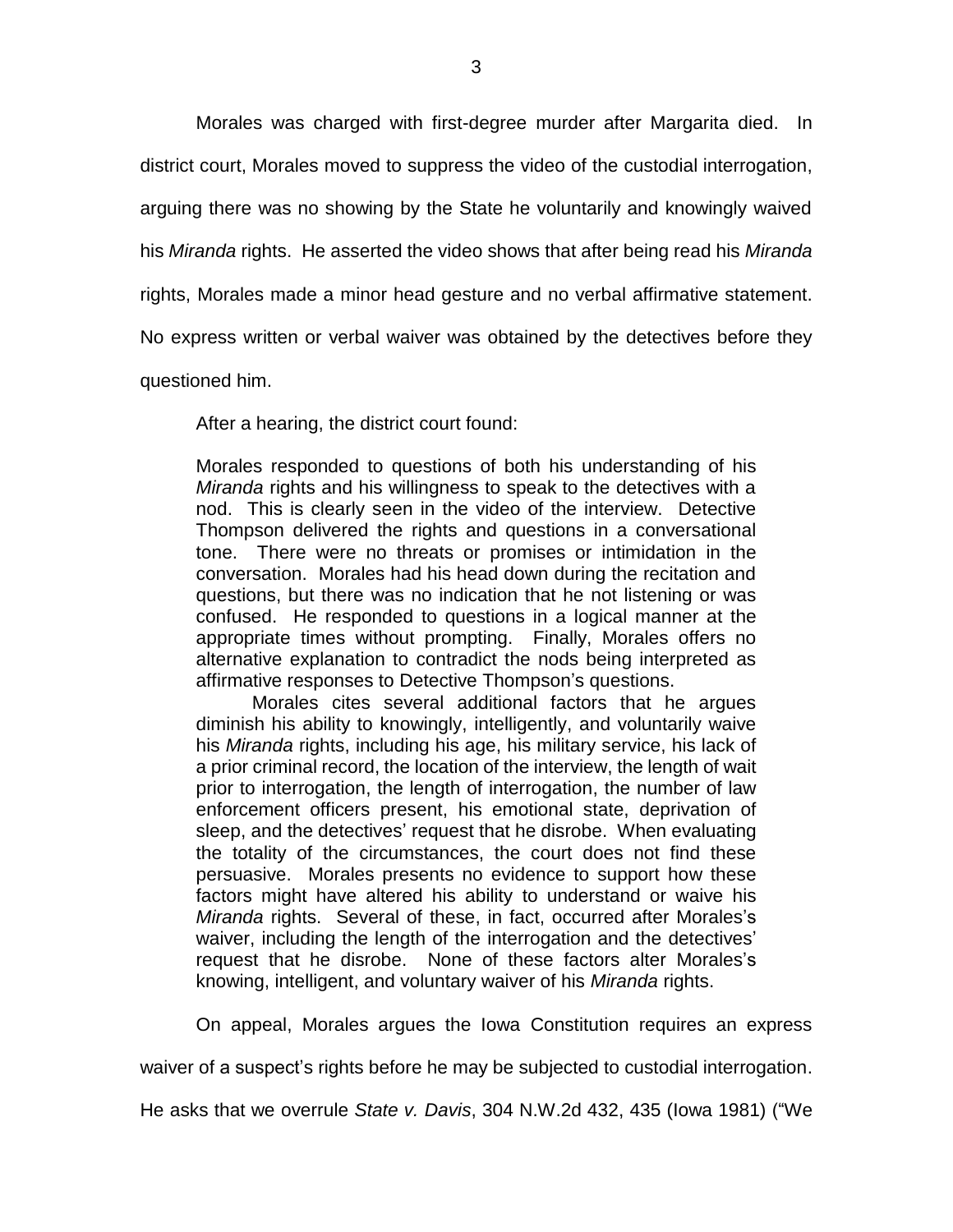Morales was charged with first-degree murder after Margarita died. In district court, Morales moved to suppress the video of the custodial interrogation, arguing there was no showing by the State he voluntarily and knowingly waived his *Miranda* rights. He asserted the video shows that after being read his *Miranda* rights, Morales made a minor head gesture and no verbal affirmative statement. No express written or verbal waiver was obtained by the detectives before they questioned him.

After a hearing, the district court found:

> Morales responded to questions of both his understanding of his *Miranda* rights and his willingness to speak to the detectives with a nod. This is clearly seen in the video of the interview. Detective Thompson delivered the rights and questions in a conversational tone. There were no threats or promises or intimidation in the conversation. Morales had his head down during the recitation and questions, but there was no indication that he not listening or was confused. He responded to questions in a logical manner at the appropriate times without prompting. Finally, Morales offers no alternative explanation to contradict the nods being interpreted as affirmative responses to Detective Thompson's questions.
>
> Morales cites several additional factors that he argues diminish his ability to knowingly, intelligently, and voluntarily waive his *Miranda* rights, including his age, his military service, his lack of a prior criminal record, the location of the interview, the length of wait prior to interrogation, the length of interrogation, the number of law enforcement officers present, his emotional state, deprivation of sleep, and the detectives' request that he disrobe. When evaluating the totality of the circumstances, the court does not find these persuasive. Morales presents no evidence to support how these factors might have altered his ability to understand or waive his *Miranda* rights. Several of these, in fact, occurred after Morales's waiver, including the length of the interrogation and the detectives' request that he disrobe. None of these factors alter Morales's knowing, intelligent, and voluntary waiver of his *Miranda* rights.

On appeal, Morales argues the Iowa Constitution requires an express waiver of a suspect's rights before he may be subjected to custodial interrogation. He asks that we overrule *State v. Davis*, 304 N.W.2d 432, 435 (Iowa 1981) ("We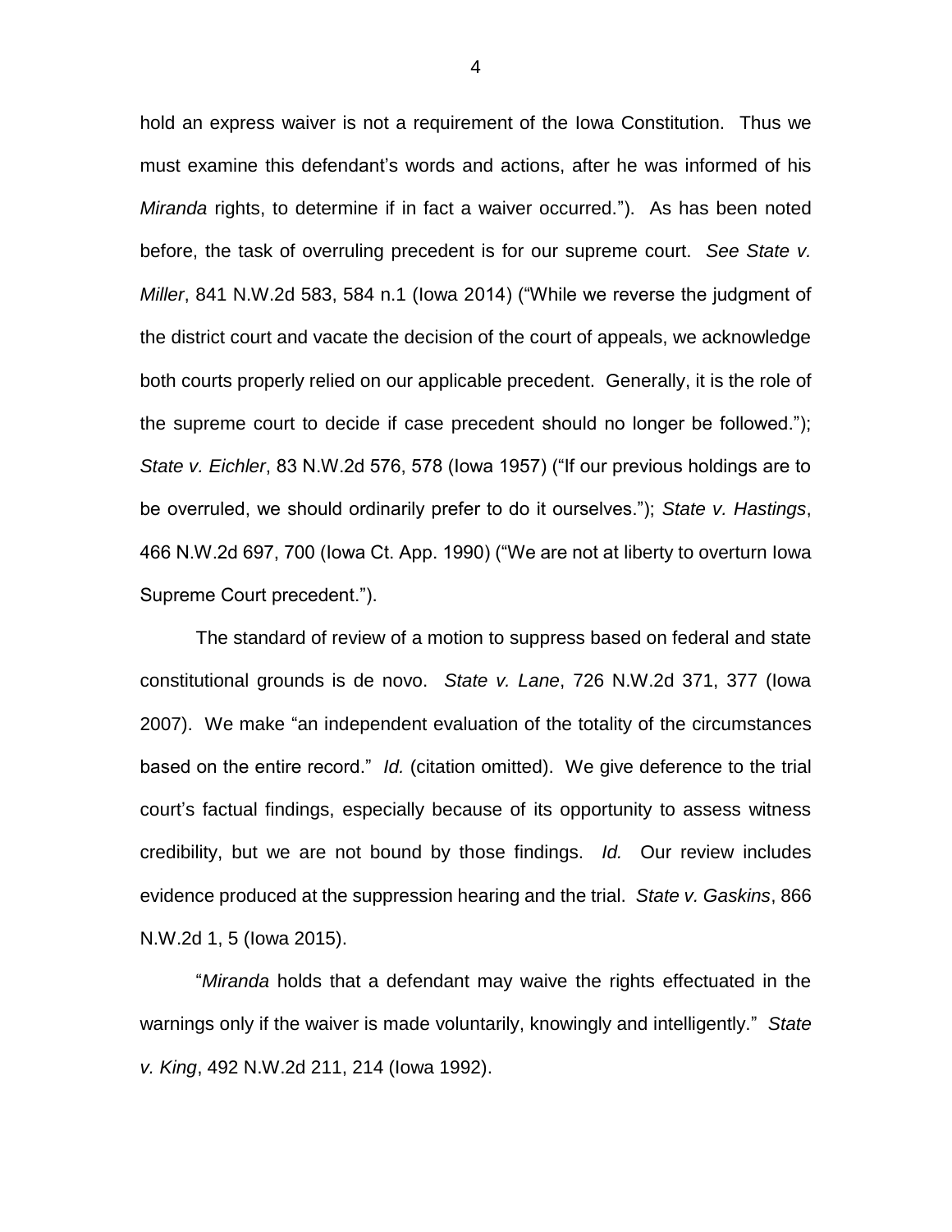hold an express waiver is not a requirement of the Iowa Constitution. Thus we must examine this defendant's words and actions, after he was informed of his *Miranda* rights, to determine if in fact a waiver occurred."). As has been noted before, the task of overruling precedent is for our supreme court. *See State v. Miller*, 841 N.W.2d 583, 584 n.1 (Iowa 2014) ("While we reverse the judgment of the district court and vacate the decision of the court of appeals, we acknowledge both courts properly relied on our applicable precedent. Generally, it is the role of the supreme court to decide if case precedent should no longer be followed."); *State v. Eichler*, 83 N.W.2d 576, 578 (Iowa 1957) ("If our previous holdings are to be overruled, we should ordinarily prefer to do it ourselves."); *State v. Hastings*, 466 N.W.2d 697, 700 (Iowa Ct. App. 1990) ("We are not at liberty to overturn Iowa Supreme Court precedent.").

The standard of review of a motion to suppress based on federal and state constitutional grounds is de novo. *State v. Lane*, 726 N.W.2d 371, 377 (Iowa 2007). We make "an independent evaluation of the totality of the circumstances based on the entire record." *Id.* (citation omitted). We give deference to the trial court's factual findings, especially because of its opportunity to assess witness credibility, but we are not bound by those findings. *Id.* Our review includes evidence produced at the suppression hearing and the trial. *State v. Gaskins*, 866 N.W.2d 1, 5 (Iowa 2015).

"*Miranda* holds that a defendant may waive the rights effectuated in the warnings only if the waiver is made voluntarily, knowingly and intelligently." *State v. King*, 492 N.W.2d 211, 214 (Iowa 1992).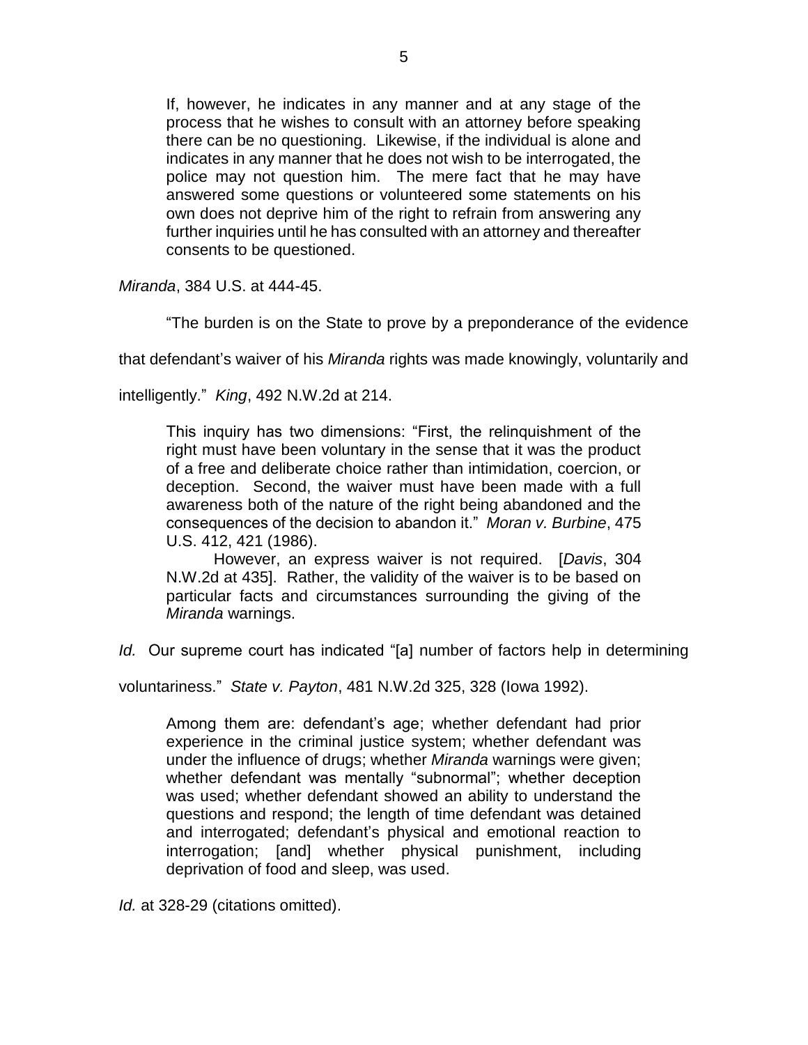> If, however, he indicates in any manner and at any stage of the process that he wishes to consult with an attorney before speaking there can be no questioning. Likewise, if the individual is alone and indicates in any manner that he does not wish to be interrogated, the police may not question him. The mere fact that he may have answered some questions or volunteered some statements on his own does not deprive him of the right to refrain from answering any further inquiries until he has consulted with an attorney and thereafter consents to be questioned.

*Miranda*, 384 U.S. at 444-45.

"The burden is on the State to prove by a preponderance of the evidence that defendant's waiver of his *Miranda* rights was made knowingly, voluntarily and intelligently." *King*, 492 N.W.2d at 214.

> This inquiry has two dimensions: "First, the relinquishment of the right must have been voluntary in the sense that it was the product of a free and deliberate choice rather than intimidation, coercion, or deception. Second, the waiver must have been made with a full awareness both of the nature of the right being abandoned and the consequences of the decision to abandon it." *Moran v. Burbine*, 475 U.S. 412, 421 (1986).
>
> However, an express waiver is not required. [*Davis*, 304 N.W.2d at 435]. Rather, the validity of the waiver is to be based on particular facts and circumstances surrounding the giving of the *Miranda* warnings.

*Id.* Our supreme court has indicated "[a] number of factors help in determining voluntariness." *State v. Payton*, 481 N.W.2d 325, 328 (Iowa 1992).

> Among them are: defendant's age; whether defendant had prior experience in the criminal justice system; whether defendant was under the influence of drugs; whether *Miranda* warnings were given; whether defendant was mentally "subnormal"; whether deception was used; whether defendant showed an ability to understand the questions and respond; the length of time defendant was detained and interrogated; defendant's physical and emotional reaction to interrogation; [and] whether physical punishment, including deprivation of food and sleep, was used.

*Id.* at 328-29 (citations omitted).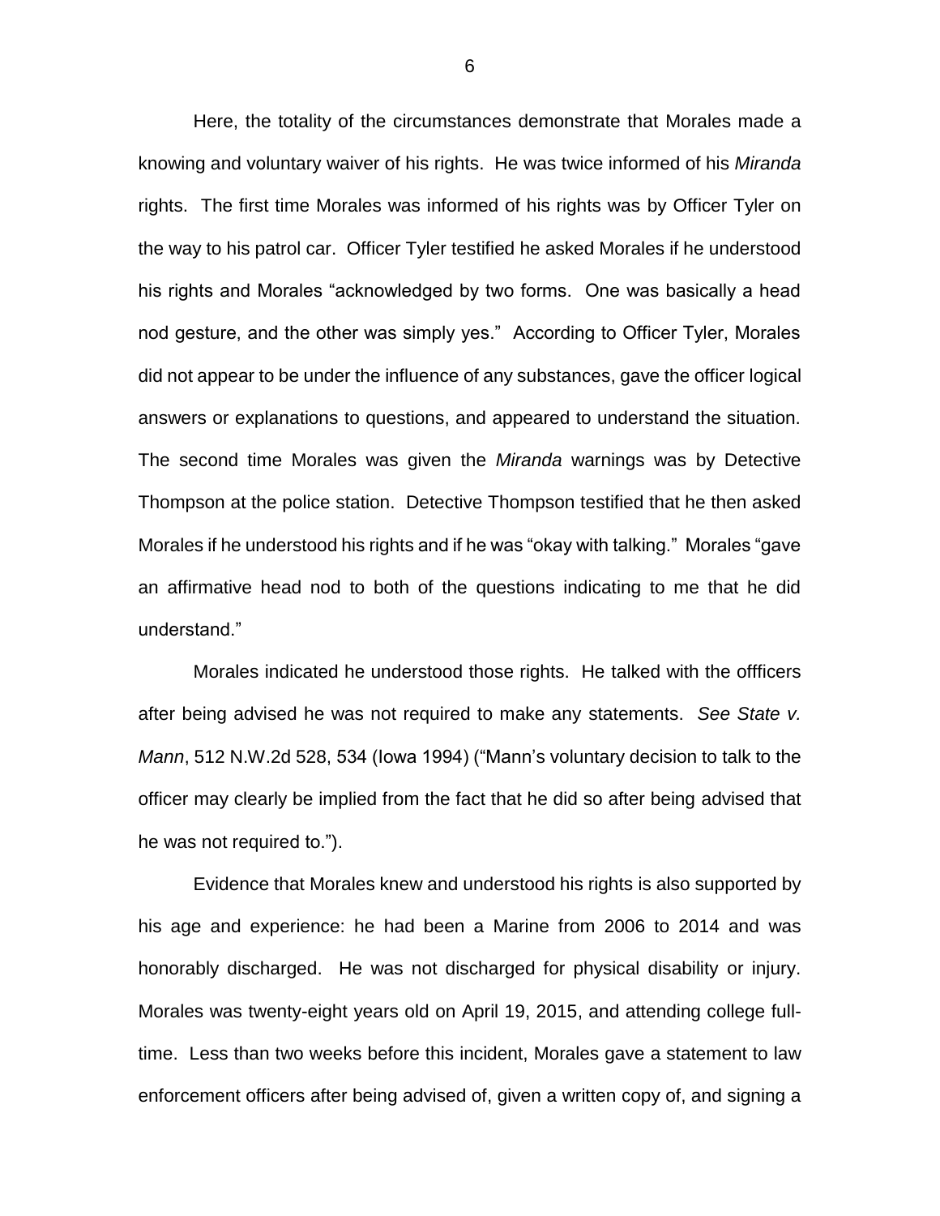Here, the totality of the circumstances demonstrate that Morales made a knowing and voluntary waiver of his rights. He was twice informed of his *Miranda* rights. The first time Morales was informed of his rights was by Officer Tyler on the way to his patrol car. Officer Tyler testified he asked Morales if he understood his rights and Morales "acknowledged by two forms. One was basically a head nod gesture, and the other was simply yes." According to Officer Tyler, Morales did not appear to be under the influence of any substances, gave the officer logical answers or explanations to questions, and appeared to understand the situation. The second time Morales was given the *Miranda* warnings was by Detective Thompson at the police station. Detective Thompson testified that he then asked Morales if he understood his rights and if he was "okay with talking." Morales "gave an affirmative head nod to both of the questions indicating to me that he did understand."

Morales indicated he understood those rights. He talked with the offficers after being advised he was not required to make any statements. *See State v. Mann*, 512 N.W.2d 528, 534 (Iowa 1994) ("Mann's voluntary decision to talk to the officer may clearly be implied from the fact that he did so after being advised that he was not required to.").

Evidence that Morales knew and understood his rights is also supported by his age and experience: he had been a Marine from 2006 to 2014 and was honorably discharged. He was not discharged for physical disability or injury. Morales was twenty-eight years old on April 19, 2015, and attending college full-time. Less than two weeks before this incident, Morales gave a statement to law enforcement officers after being advised of, given a written copy of, and signing a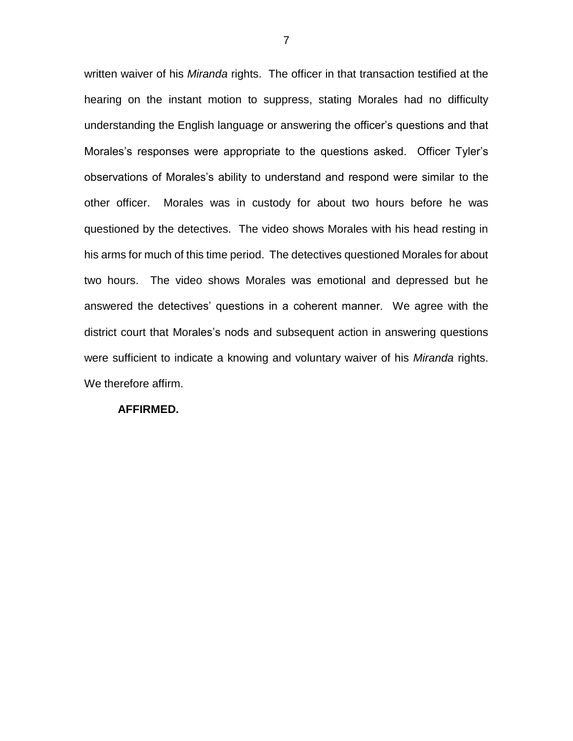written waiver of his *Miranda* rights. The officer in that transaction testified at the hearing on the instant motion to suppress, stating Morales had no difficulty understanding the English language or answering the officer's questions and that Morales's responses were appropriate to the questions asked. Officer Tyler's observations of Morales's ability to understand and respond were similar to the other officer. Morales was in custody for about two hours before he was questioned by the detectives. The video shows Morales with his head resting in his arms for much of this time period. The detectives questioned Morales for about two hours. The video shows Morales was emotional and depressed but he answered the detectives' questions in a coherent manner. We agree with the district court that Morales's nods and subsequent action in answering questions were sufficient to indicate a knowing and voluntary waiver of his *Miranda* rights. We therefore affirm.

**AFFIRMED.**